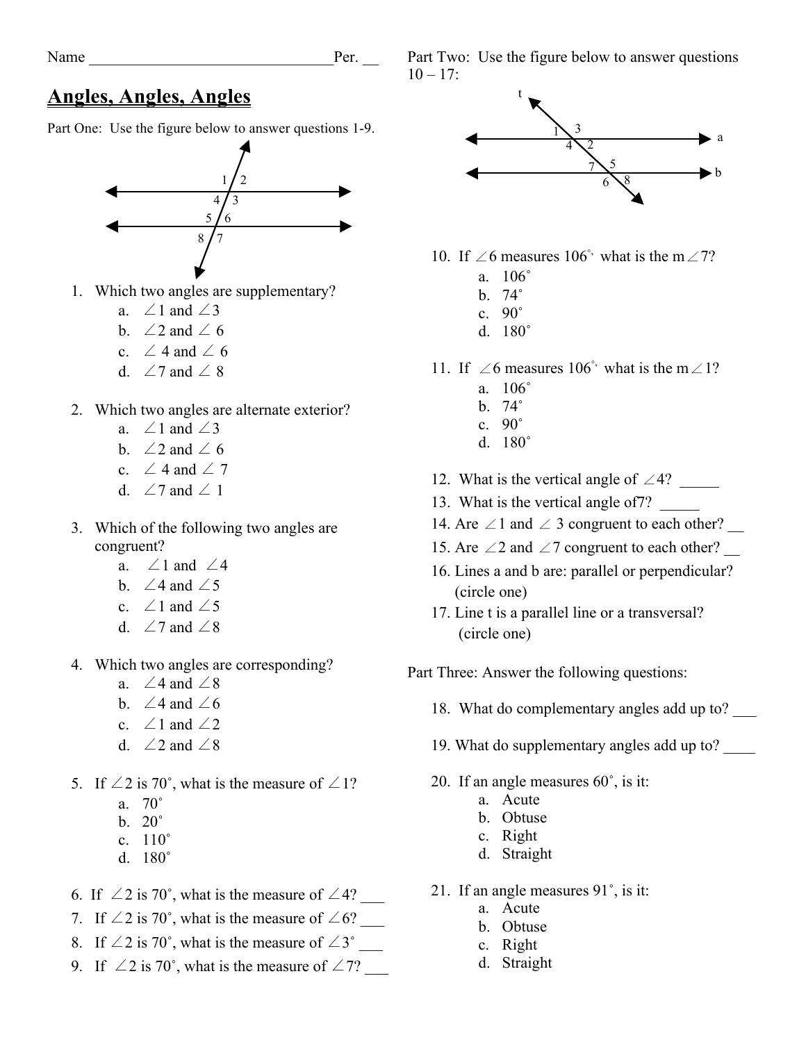Name _______________________________Per. __

# Angles, Angles, Angles

Part One: Use the figure below to answer questions 1-9.

1. Which two angles are supplementary?
   a. $\angle 1$ and $\angle 3$
   b. $\angle 2$ and $\angle 6$
   c. $\angle 4$ and $\angle 6$
   d. $\angle 7$ and $\angle 8$

2. Which two angles are alternate exterior?
   a. $\angle 1$ and $\angle 3$
   b. $\angle 2$ and $\angle 6$
   c. $\angle 4$ and $\angle 7$
   d. $\angle 7$ and $\angle 1$

3. Which of the following two angles are congruent?
   a. $\angle 1$ and $\angle 4$
   b. $\angle 4$ and $\angle 5$
   c. $\angle 1$ and $\angle 5$
   d. $\angle 7$ and $\angle 8$

4. Which two angles are corresponding?
   a. $\angle 4$ and $\angle 8$
   b. $\angle 4$ and $\angle 6$
   c. $\angle 1$ and $\angle 2$
   d. $\angle 2$ and $\angle 8$

5. If $\angle 2$ is 70˚, what is the measure of $\angle 1$?
   a. 70˚
   b. 20˚
   c. 110˚
   d. 180˚

6. If $\angle 2$ is 70˚, what is the measure of $\angle 4$? ___
7. If $\angle 2$ is 70˚, what is the measure of $\angle 6$? ___
8. If $\angle 2$ is 70˚, what is the measure of $\angle 3$˚ ___
9. If $\angle 2$ is 70˚, what is the measure of $\angle 7$? ___

Part Two: Use the figure below to answer questions 10 – 17:

10. If $\angle 6$ measures 106˚, what is the m$\angle 7$?
    a. 106˚
    b. 74˚
    c. 90˚
    d. 180˚

11. If $\angle 6$ measures 106˚, what is the m$\angle 1$?
    a. 106˚
    b. 74˚
    c. 90˚
    d. 180˚

12. What is the vertical angle of $\angle 4$? _____
13. What is the vertical angle of7? _____
14. Are $\angle 1$ and $\angle$ 3 congruent to each other? __
15. Are $\angle 2$ and $\angle 7$ congruent to each other? __
16. Lines a and b are: parallel or perpendicular? (circle one)
17. Line t is a parallel line or a transversal? (circle one)

Part Three: Answer the following questions:

18. What do complementary angles add up to? ___
19. What do supplementary angles add up to? ____
20. If an angle measures 60˚, is it:
    a. Acute
    b. Obtuse
    c. Right
    d. Straight
21. If an angle measures 91˚, is it:
    a. Acute
    b. Obtuse
    c. Right
    d. Straight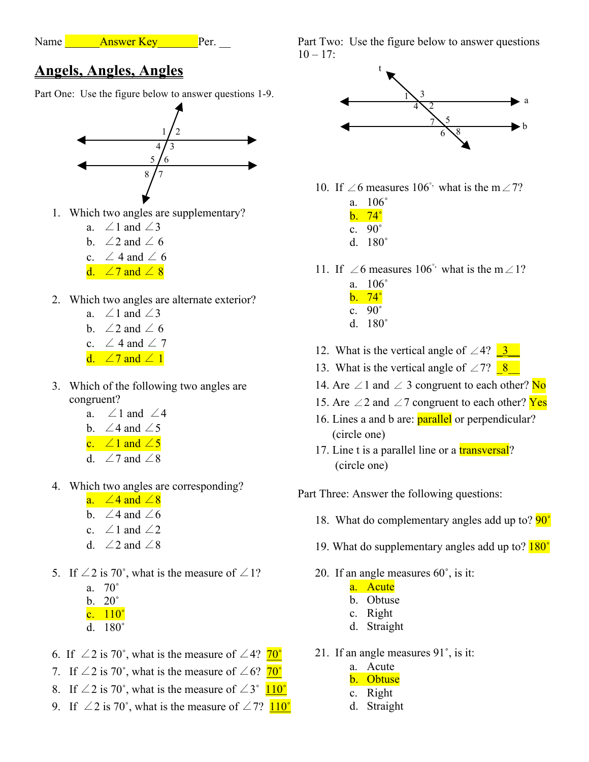Name ______Answer Key_______Per. __

# Angels, Angles, Angles

Part One: Use the figure below to answer questions 1-9.

1 2
4 3
5 6
8 7

1. Which two angles are supplementary?
   a. ∠1 and ∠3
   b. ∠2 and ∠6
   c. ∠4 and ∠6
   d. ∠7 and ∠8

2. Which two angles are alternate exterior?
   a. ∠1 and ∠3
   b. ∠2 and ∠6
   c. ∠4 and ∠7
   d. ∠7 and ∠1

3. Which of the following two angles are congruent?
   a. ∠1 and ∠4
   b. ∠4 and ∠5
   c. ∠1 and ∠5
   d. ∠7 and ∠8

4. Which two angles are corresponding?
   a. ∠4 and ∠8
   b. ∠4 and ∠6
   c. ∠1 and ∠2
   d. ∠2 and ∠8

5. If ∠2 is 70˚, what is the measure of ∠1?
   a. 70˚
   b. 20˚
   c. 110˚
   d. 180˚

6. If ∠2 is 70˚, what is the measure of ∠4? 70˚
7. If ∠2 is 70˚, what is the measure of ∠6? 70˚
8. If ∠2 is 70˚, what is the measure of ∠3˚ 110˚
9. If ∠2 is 70˚, what is the measure of ∠7? 110˚

Part Two: Use the figure below to answer questions 10 – 17:

t
1 3
4 2
a
7 5
6 8
b

10. If ∠6 measures 106˚, what is the m∠7?
    a. 106˚
    b. 74˚
    c. 90˚
    d. 180˚

11. If ∠6 measures 106˚, what is the m∠1?
    a. 106˚
    b. 74˚
    c. 90˚
    d. 180˚

12. What is the vertical angle of ∠4? _3__
13. What is the vertical angle of ∠7? _8__
14. Are ∠1 and ∠3 congruent to each other? No
15. Are ∠2 and ∠7 congruent to each other? Yes
16. Lines a and b are: parallel or perpendicular? (circle one)
17. Line t is a parallel line or a transversal? (circle one)

Part Three: Answer the following questions:

18. What do complementary angles add up to? 90˚

19. What do supplementary angles add up to? 180˚

20. If an angle measures 60˚, is it:
    a. Acute
    b. Obtuse
    c. Right
    d. Straight

21. If an angle measures 91˚, is it:
    a. Acute
    b. Obtuse
    c. Right
    d. Straight